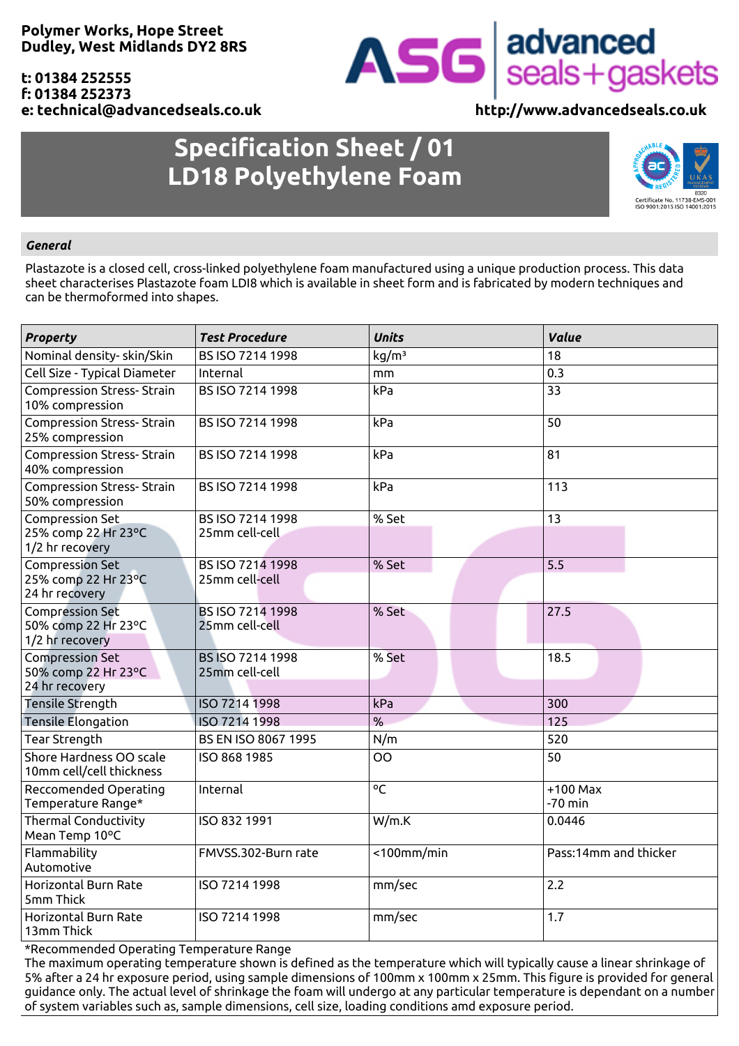Polymer Works, Hope Street
Dudley, West Midlands DY2 8RS

t: 01384 252555
f: 01384 252373
e: technical@advancedseals.co.uk

ASG advanced seals+gaskets

http://www.advancedseals.co.uk

# Specification Sheet / 01
# LD18 Polyethylene Foam

Certificate No. 11738-EMS-001
ISO 9001:2015 ISO 14001:2015

## *General*

Plastazote is a closed cell, cross-linked polyethylene foam manufactured using a unique production process. This data sheet characterises Plastazote foam LDI8 which is available in sheet form and is fabricated by modern techniques and can be thermoformed into shapes.

| *Property* | *Test Procedure* | *Units* | *Value* |
|---|---|---|---|
| Nominal density- skin/Skin | BS ISO 7214 1998 | $kg/m^3$ | 18 |
| Cell Size - Typical Diameter | Internal | mm | 0.3 |
| Compression Stress- Strain 10% compression | BS ISO 7214 1998 | kPa | 33 |
| Compression Stress- Strain 25% compression | BS ISO 7214 1998 | kPa | 50 |
| Compression Stress- Strain 40% compression | BS ISO 7214 1998 | kPa | 81 |
| Compression Stress- Strain 50% compression | BS ISO 7214 1998 | kPa | 113 |
| Compression Set 25% comp 22 Hr 23°C 1/2 hr recovery | BS ISO 7214 1998 25mm cell-cell | % Set | 13 |
| Compression Set 25% comp 22 Hr 23°C 24 hr recovery | BS ISO 7214 1998 25mm cell-cell | % Set | 5.5 |
| Compression Set 50% comp 22 Hr 23°C 1/2 hr recovery | BS ISO 7214 1998 25mm cell-cell | % Set | 27.5 |
| Compression Set 50% comp 22 Hr 23°C 24 hr recovery | BS ISO 7214 1998 25mm cell-cell | % Set | 18.5 |
| Tensile Strength | ISO 7214 1998 | kPa | 300 |
| Tensile Elongation | ISO 7214 1998 | % | 125 |
| Tear Strength | BS EN ISO 8067 1995 | N/m | 520 |
| Shore Hardness OO scale 10mm cell/cell thickness | ISO 868 1985 | OO | 50 |
| Reccomended Operating Temperature Range* | Internal | °C | +100 Max -70 min |
| Thermal Conductivity Mean Temp 10°C | ISO 832 1991 | W/m.K | 0.0446 |
| Flammability Automotive | FMVSS.302-Burn rate | <100mm/min | Pass:14mm and thicker |
| Horizontal Burn Rate 5mm Thick | ISO 7214 1998 | mm/sec | 2.2 |
| Horizontal Burn Rate 13mm Thick | ISO 7214 1998 | mm/sec | 1.7 |

*Recommended Operating Temperature Range
The maximum operating temperature shown is defined as the temperature which will typically cause a linear shrinkage of 5% after a 24 hr exposure period, using sample dimensions of 100mm x 100mm x 25mm. This figure is provided for general guidance only. The actual level of shrinkage the foam will undergo at any particular temperature is dependant on a number of system variables such as, sample dimensions, cell size, loading conditions amd exposure period.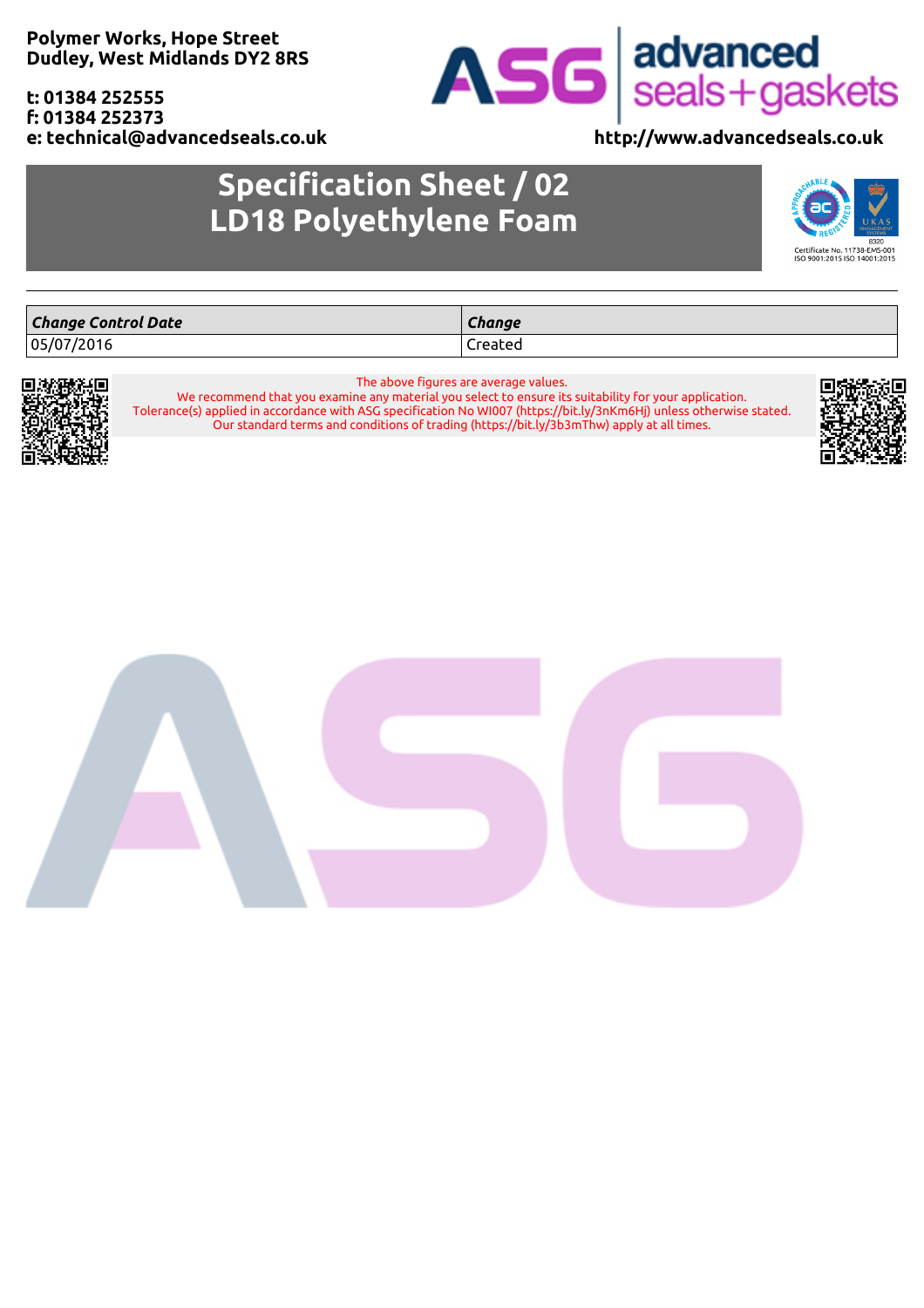Polymer Works, Hope Street
Dudley, West Midlands DY2 8RS

t: 01384 252555
f: 01384 252373
e: technical@advancedseals.co.uk

http://www.advancedseals.co.uk

# Specification Sheet / 02
# LD18 Polyethylene Foam

Certificate No. 11738-EMS-001
ISO 9001:2015 ISO 14001:2015

| Change Control Date | Change |
|---|---|
| 05/07/2016 | Created |

The above figures are average values.
We recommend that you examine any material you select to ensure its suitability for your application.
Tolerance(s) applied in accordance with ASG specification No WI007 (https://bit.ly/3nKm6Hj) unless otherwise stated.
Our standard terms and conditions of trading (https://bit.ly/3b3mThw) apply at all times.